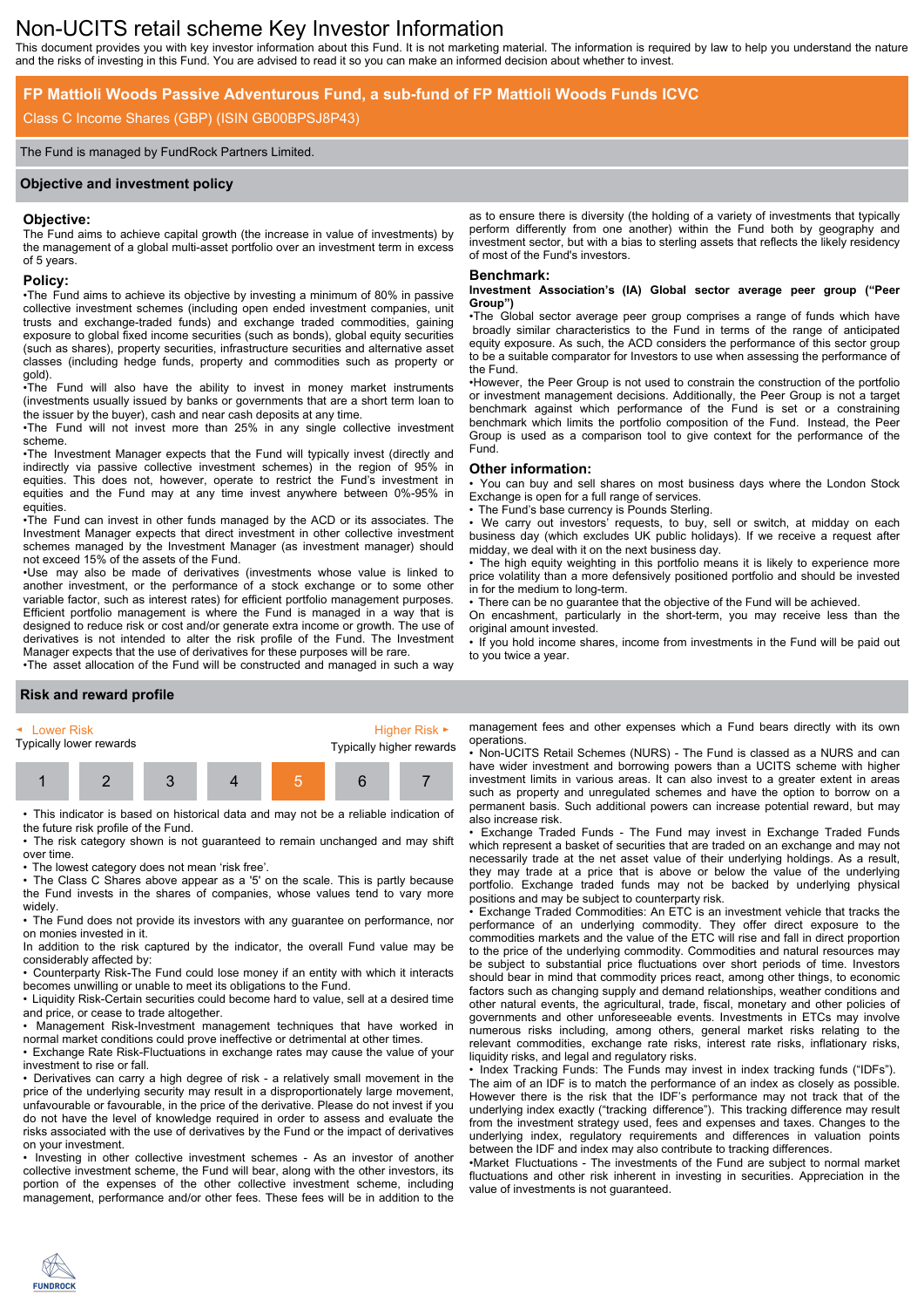# Non-UCITS retail scheme Key Investor Information

This document provides you with key investor information about this Fund. It is not marketing material. The information is required by law to help you understand the nature and the risks of investing in this Fund. You are advised to read it so you can make an informed decision about whether to invest.

## FP Mattioli Woods Passive Adventurous Fund, a sub-fund of FP Mattioli Woods Funds ICVC

Class C Income Shares (GBP) (ISIN GB00BPSJ8P43)

The Fund is managed by FundRock Partners Limited.

## Objective and investment policy

### Objective:

The Fund aims to achieve capital growth (the increase in value of investments) by the management of a global multi-asset portfolio over an investment term in excess of 5 years.

### Policy:

•The Fund aims to achieve its objective by investing a minimum of 80% in passive collective investment schemes (including open ended investment companies, unit trusts and exchange-traded funds) and exchange traded commodities, gaining exposure to global fixed income securities (such as bonds), global equity securities (such as shares), property securities, infrastructure securities and alternative asset classes (including hedge funds, property and commodities such as property or gold).

•The Fund will also have the ability to invest in money market instruments (investments usually issued by banks or governments that are a short term loan to the issuer by the buyer), cash and near cash deposits at any time.

•The Fund will not invest more than 25% in any single collective investment scheme.

•The Investment Manager expects that the Fund will typically invest (directly and indirectly via passive collective investment schemes) in the region of 95% in equities. This does not, however, operate to restrict the Fund's investment in equities and the Fund may at any time invest anywhere between 0%-95% in equities.

•The Fund can invest in other funds managed by the ACD or its associates. The Investment Manager expects that direct investment in other collective investment schemes managed by the Investment Manager (as investment manager) should not exceed 15% of the assets of the Fund.

•Use may also be made of derivatives (investments whose value is linked to another investment, or the performance of a stock exchange or to some other variable factor, such as interest rates) for efficient portfolio management purposes. Efficient portfolio management is where the Fund is managed in a way that is designed to reduce risk or cost and/or generate extra income or growth. The use of derivatives is not intended to alter the risk profile of the Fund. The Investment Manager expects that the use of derivatives for these purposes will be rare.

•The asset allocation of the Fund will be constructed and managed in such a way as to ensure there is diversity (the holding of a variety of investments that typically perform differently from one another) within the Fund both by geography and investment sector, but with a bias to sterling assets that reflects the likely residency of most of the Fund's investors.

### Benchmark:

**Investment Association's (IA) Global sector average peer group ("Peer Group")**

•The Global sector average peer group comprises a range of funds which have broadly similar characteristics to the Fund in terms of the range of anticipated equity exposure. As such, the ACD considers the performance of this sector group to be a suitable comparator for Investors to use when assessing the performance of the Fund.

•However, the Peer Group is not used to constrain the construction of the portfolio or investment management decisions. Additionally, the Peer Group is not a target benchmark against which performance of the Fund is set or a constraining benchmark which limits the portfolio composition of the Fund. Instead, the Peer Group is used as a comparison tool to give context for the performance of the Fund.

### Other information:

• You can buy and sell shares on most business days where the London Stock Exchange is open for a full range of services.

• The Fund's base currency is Pounds Sterling.

• We carry out investors' requests, to buy, sell or switch, at midday on each business day (which excludes UK public holidays). If we receive a request after midday, we deal with it on the next business day.

• The high equity weighting in this portfolio means it is likely to experience more price volatility than a more defensively positioned portfolio and should be invested in for the medium to long-term.

• There can be no guarantee that the objective of the Fund will be achieved.

On encashment, particularly in the short-term, you may receive less than the original amount invested.

• If you hold income shares, income from investments in the Fund will be paid out to you twice a year.

## Risk and reward profile

| Lower Risk<br>Typically lower rewards | | | | | | Higher Risk<br>Typically higher rewards |
|---|---|---|---|---|---|---|
| 1 | 2 | 3 | 4 | **5** | 6 | 7 |

• This indicator is based on historical data and may not be a reliable indication of the future risk profile of the Fund.

• The risk category shown is not guaranteed to remain unchanged and may shift over time.

• The lowest category does not mean 'risk free'.

• The Class C Shares above appear as a '5' on the scale. This is partly because the Fund invests in the shares of companies, whose values tend to vary more widely.

• The Fund does not provide its investors with any guarantee on performance, nor on monies invested in it.

In addition to the risk captured by the indicator, the overall Fund value may be considerably affected by:

• Counterparty Risk-The Fund could lose money if an entity with which it interacts becomes unwilling or unable to meet its obligations to the Fund.

• Liquidity Risk-Certain securities could become hard to value, sell at a desired time and price, or cease to trade altogether.

• Management Risk-Investment management techniques that have worked in normal market conditions could prove ineffective or detrimental at other times.

• Exchange Rate Risk-Fluctuations in exchange rates may cause the value of your investment to rise or fall.

• Derivatives can carry a high degree of risk - a relatively small movement in the price of the underlying security may result in a disproportionately large movement, unfavourable or favourable, in the price of the derivative. Please do not invest if you do not have the level of knowledge required in order to assess and evaluate the risks associated with the use of derivatives by the Fund or the impact of derivatives on your investment.

• Investing in other collective investment schemes - As an investor of another collective investment scheme, the Fund will bear, along with the other investors, its portion of the expenses of the other collective investment scheme, including management, performance and/or other fees. These fees will be in addition to the management fees and other expenses which a Fund bears directly with its own operations.

• Non-UCITS Retail Schemes (NURS) - The Fund is classed as a NURS and can have wider investment and borrowing powers than a UCITS scheme with higher investment limits in various areas. It can also invest to a greater extent in areas such as property and unregulated schemes and have the option to borrow on a permanent basis. Such additional powers can increase potential reward, but may also increase risk.

• Exchange Traded Funds - The Fund may invest in Exchange Traded Funds which represent a basket of securities that are traded on an exchange and may not necessarily trade at the net asset value of their underlying holdings. As a result, they may trade at a price that is above or below the value of the underlying portfolio. Exchange traded funds may not be backed by underlying physical positions and may be subject to counterparty risk.

• Exchange Traded Commodities: An ETC is an investment vehicle that tracks the performance of an underlying commodity. They offer direct exposure to the commodities markets and the value of the ETC will rise and fall in direct proportion to the price of the underlying commodity. Commodities and natural resources may be subject to substantial price fluctuations over short periods of time. Investors should bear in mind that commodity prices react, among other things, to economic factors such as changing supply and demand relationships, weather conditions and other natural events, the agricultural, trade, fiscal, monetary and other policies of governments and other unforeseeable events. Investments in ETCs may involve numerous risks including, among others, general market risks relating to the relevant commodities, exchange rate risks, interest rate risks, inflationary risks, liquidity risks, and legal and regulatory risks.

• Index Tracking Funds: The Funds may invest in index tracking funds ("IDFs"). The aim of an IDF is to match the performance of an index as closely as possible. However there is the risk that the IDF's performance may not track that of the underlying index exactly ("tracking difference"). This tracking difference may result from the investment strategy used, fees and expenses and taxes. Changes to the underlying index, regulatory requirements and differences in valuation points between the IDF and index may also contribute to tracking differences.

•Market Fluctuations - The investments of the Fund are subject to normal market fluctuations and other risk inherent in investing in securities. Appreciation in the value of investments is not guaranteed.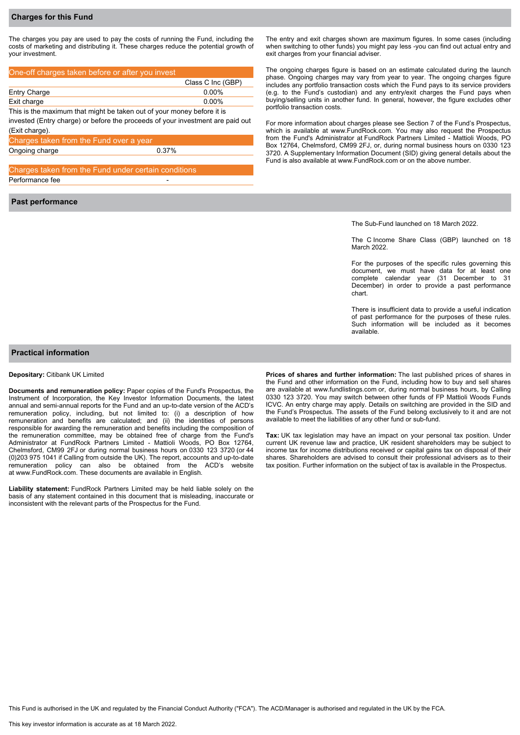## Charges for this Fund

The charges you pay are used to pay the costs of running the Fund, including the costs of marketing and distributing it. These charges reduce the potential growth of your investment.

| One-off charges taken before or after you invest | |
|---|---|
| | Class C Inc (GBP) |
| Entry Charge | 0.00% |
| Exit charge | 0.00% |

This is the maximum that might be taken out of your money before it is invested (Entry charge) or before the proceeds of your investment are paid out (Exit charge).

| Charges taken from the Fund over a year | |
|---|---|
| Ongoing charge | 0.37% |

| Charges taken from the Fund under certain conditions | |
|---|---|
| Performance fee | - |

The entry and exit charges shown are maximum figures. In some cases (including when switching to other funds) you might pay less -you can find out actual entry and exit charges from your financial adviser.

The ongoing charges figure is based on an estimate calculated during the launch phase. Ongoing charges may vary from year to year. The ongoing charges figure includes any portfolio transaction costs which the Fund pays to its service providers (e.g. to the Fund's custodian) and any entry/exit charges the Fund pays when buying/selling units in another fund. In general, however, the figure excludes other portfolio transaction costs.

For more information about charges please see Section 7 of the Fund's Prospectus, which is available at www.FundRock.com. You may also request the Prospectus from the Fund's Administrator at FundRock Partners Limited - Mattioli Woods, PO Box 12764, Chelmsford, CM99 2FJ, or, during normal business hours on 0330 123 3720. A Supplementary Information Document (SID) giving general details about the Fund is also available at www.FundRock.com or on the above number.

## Past performance

The Sub-Fund launched on 18 March 2022.

The C Income Share Class (GBP) launched on 18 March 2022.

For the purposes of the specific rules governing this document, we must have data for at least one complete calendar year (31 December to 31 December) in order to provide a past performance chart.

There is insufficient data to provide a useful indication of past performance for the purposes of these rules. Such information will be included as it becomes available.

## Practical information

**Depositary:** Citibank UK Limited

**Documents and remuneration policy:** Paper copies of the Fund's Prospectus, the Instrument of Incorporation, the Key Investor Information Documents, the latest annual and semi-annual reports for the Fund and an up-to-date version of the ACD's remuneration policy, including, but not limited to: (i) a description of how remuneration and benefits are calculated; and (ii) the identities of persons responsible for awarding the remuneration and benefits including the composition of the remuneration committee, may be obtained free of charge from the Fund's Administrator at FundRock Partners Limited - Mattioli Woods, PO Box 12764, Chelmsford, CM99 2FJ or during normal business hours on 0330 123 3720 (or 44 (0)203 975 1041 if Calling from outside the UK). The report, accounts and up-to-date remuneration policy can also be obtained from the ACD's website at www.FundRock.com. These documents are available in English.

**Liability statement:** FundRock Partners Limited may be held liable solely on the basis of any statement contained in this document that is misleading, inaccurate or inconsistent with the relevant parts of the Prospectus for the Fund.

**Prices of shares and further information:** The last published prices of shares in the Fund and other information on the Fund, including how to buy and sell shares are available at www.fundlistings.com or, during normal business hours, by Calling 0330 123 3720. You may switch between other funds of FP Mattioli Woods Funds ICVC. An entry charge may apply. Details on switching are provided in the SID and the Fund's Prospectus. The assets of the Fund belong exclusively to it and are not available to meet the liabilities of any other fund or sub-fund.

**Tax:** UK tax legislation may have an impact on your personal tax position. Under current UK revenue law and practice, UK resident shareholders may be subject to income tax for income distributions received or capital gains tax on disposal of their shares. Shareholders are advised to consult their professional advisers as to their tax position. Further information on the subject of tax is available in the Prospectus.

This Fund is authorised in the UK and regulated by the Financial Conduct Authority ("FCA"). The ACD/Manager is authorised and regulated in the UK by the FCA.

This key investor information is accurate as at 18 March 2022.